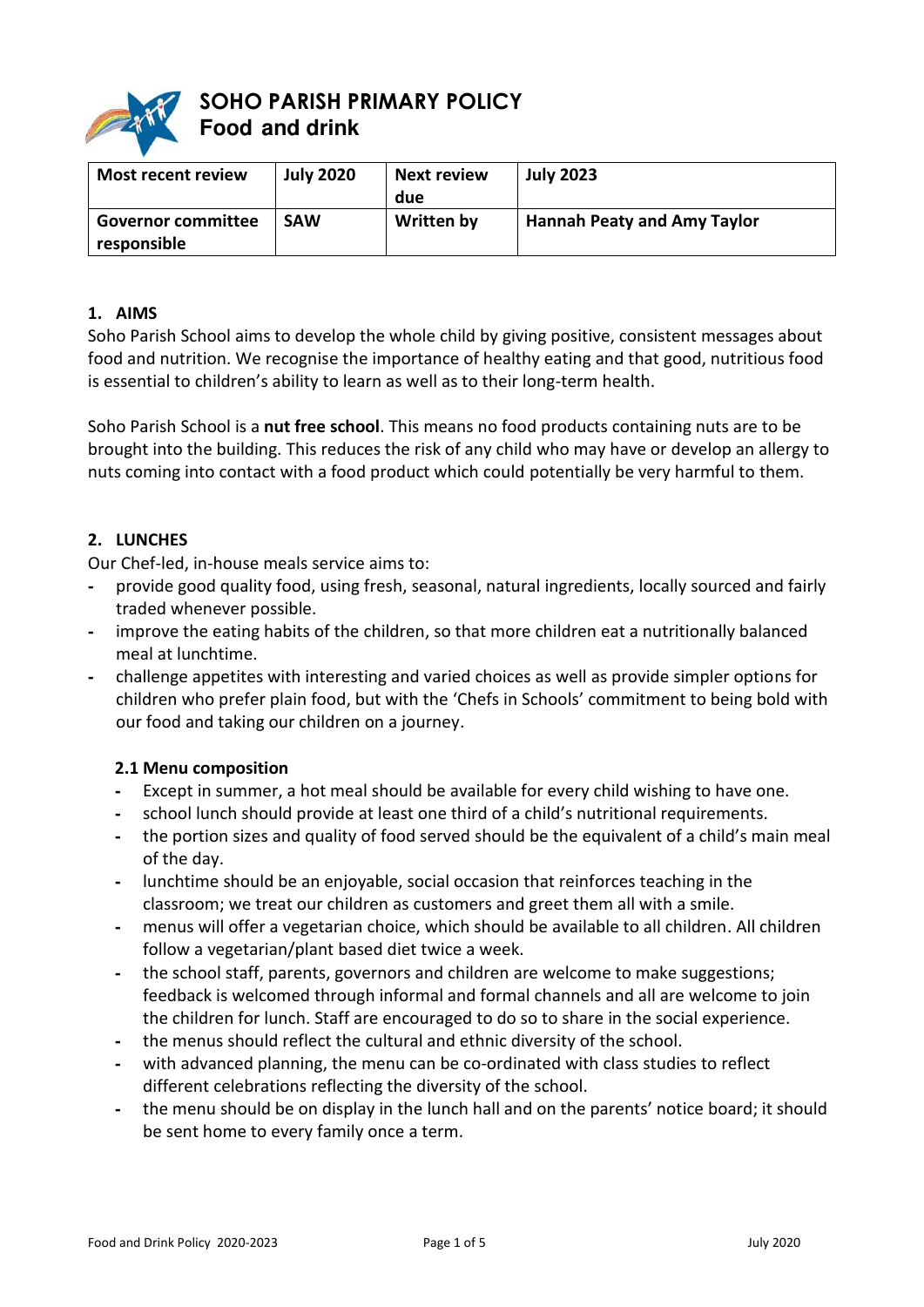# SOHO PARISH PRIMARY POLICY
## Food and drink

| Most recent review | July 2020 | Next review due | July 2023 |
|---|---|---|---|
| Governor committee responsible | SAW | Written by | Hannah Peaty and Amy Taylor |

### 1. AIMS

Soho Parish School aims to develop the whole child by giving positive, consistent messages about food and nutrition. We recognise the importance of healthy eating and that good, nutritious food is essential to children's ability to learn as well as to their long-term health.

Soho Parish School is a **nut free school**. This means no food products containing nuts are to be brought into the building. This reduces the risk of any child who may have or develop an allergy to nuts coming into contact with a food product which could potentially be very harmful to them.

### 2. LUNCHES

Our Chef-led, in-house meals service aims to:

- provide good quality food, using fresh, seasonal, natural ingredients, locally sourced and fairly traded whenever possible.
- improve the eating habits of the children, so that more children eat a nutritionally balanced meal at lunchtime.
- challenge appetites with interesting and varied choices as well as provide simpler options for children who prefer plain food, but with the 'Chefs in Schools' commitment to being bold with our food and taking our children on a journey.

#### 2.1 Menu composition

- Except in summer, a hot meal should be available for every child wishing to have one.
- school lunch should provide at least one third of a child's nutritional requirements.
- the portion sizes and quality of food served should be the equivalent of a child's main meal of the day.
- lunchtime should be an enjoyable, social occasion that reinforces teaching in the classroom; we treat our children as customers and greet them all with a smile.
- menus will offer a vegetarian choice, which should be available to all children. All children follow a vegetarian/plant based diet twice a week.
- the school staff, parents, governors and children are welcome to make suggestions; feedback is welcomed through informal and formal channels and all are welcome to join the children for lunch. Staff are encouraged to do so to share in the social experience.
- the menus should reflect the cultural and ethnic diversity of the school.
- with advanced planning, the menu can be co-ordinated with class studies to reflect different celebrations reflecting the diversity of the school.
- the menu should be on display in the lunch hall and on the parents' notice board; it should be sent home to every family once a term.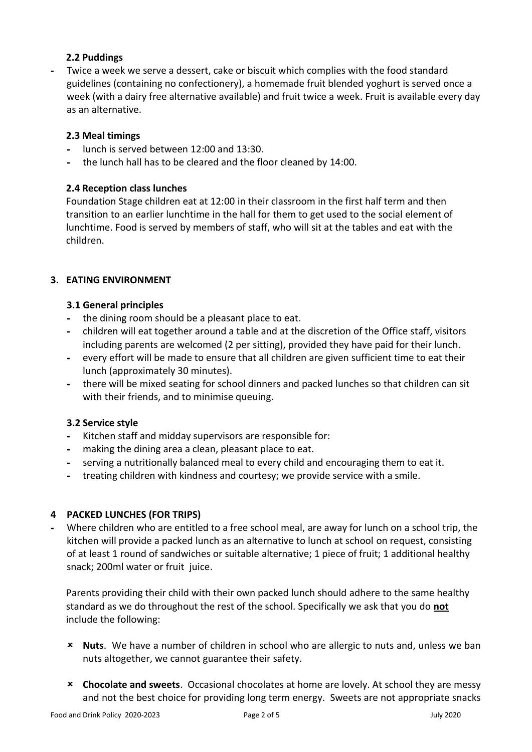### 2.2 Puddings

- Twice a week we serve a dessert, cake or biscuit which complies with the food standard guidelines (containing no confectionery), a homemade fruit blended yoghurt is served once a week (with a dairy free alternative available) and fruit twice a week. Fruit is available every day as an alternative.

### 2.3 Meal timings

- lunch is served between 12:00 and 13:30.
- the lunch hall has to be cleared and the floor cleaned by 14:00.

### 2.4 Reception class lunches

Foundation Stage children eat at 12:00 in their classroom in the first half term and then transition to an earlier lunchtime in the hall for them to get used to the social element of lunchtime. Food is served by members of staff, who will sit at the tables and eat with the children.

## 3. EATING ENVIRONMENT

### 3.1 General principles

- the dining room should be a pleasant place to eat.
- children will eat together around a table and at the discretion of the Office staff, visitors including parents are welcomed (2 per sitting), provided they have paid for their lunch.
- every effort will be made to ensure that all children are given sufficient time to eat their lunch (approximately 30 minutes).
- there will be mixed seating for school dinners and packed lunches so that children can sit with their friends, and to minimise queuing.

### 3.2 Service style

- Kitchen staff and midday supervisors are responsible for:
- making the dining area a clean, pleasant place to eat.
- serving a nutritionally balanced meal to every child and encouraging them to eat it.
- treating children with kindness and courtesy; we provide service with a smile.

## 4 PACKED LUNCHES (FOR TRIPS)

- Where children who are entitled to a free school meal, are away for lunch on a school trip, the kitchen will provide a packed lunch as an alternative to lunch at school on request, consisting of at least 1 round of sandwiches or suitable alternative; 1 piece of fruit; 1 additional healthy snack; 200ml water or fruit juice.

Parents providing their child with their own packed lunch should adhere to the same healthy standard as we do throughout the rest of the school. Specifically we ask that you do **<u>not</u>** include the following:

- ✗ **Nuts**. We have a number of children in school who are allergic to nuts and, unless we ban nuts altogether, we cannot guarantee their safety.

- ✗ **Chocolate and sweets**. Occasional chocolates at home are lovely. At school they are messy and not the best choice for providing long term energy. Sweets are not appropriate snacks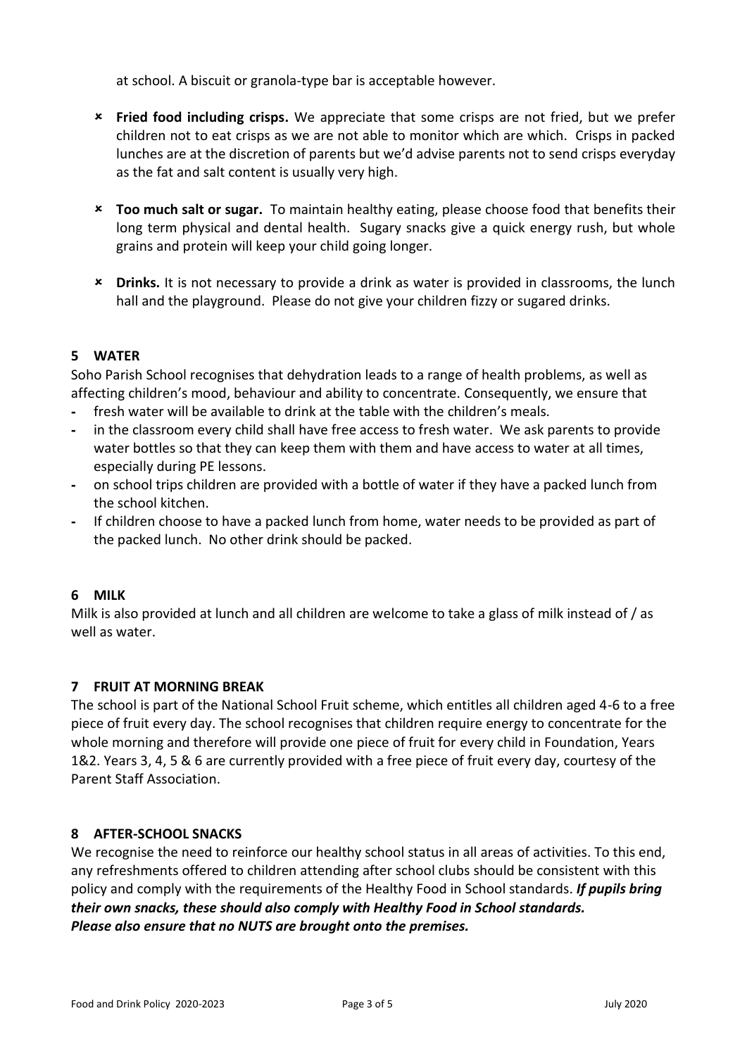at school. A biscuit or granola-type bar is acceptable however.

- ✗ **Fried food including crisps.** We appreciate that some crisps are not fried, but we prefer children not to eat crisps as we are not able to monitor which are which. Crisps in packed lunches are at the discretion of parents but we'd advise parents not to send crisps everyday as the fat and salt content is usually very high.

- ✗ **Too much salt or sugar.** To maintain healthy eating, please choose food that benefits their long term physical and dental health. Sugary snacks give a quick energy rush, but whole grains and protein will keep your child going longer.

- ✗ **Drinks.** It is not necessary to provide a drink as water is provided in classrooms, the lunch hall and the playground. Please do not give your children fizzy or sugared drinks.

## 5 WATER

Soho Parish School recognises that dehydration leads to a range of health problems, as well as affecting children's mood, behaviour and ability to concentrate. Consequently, we ensure that

- fresh water will be available to drink at the table with the children's meals.
- in the classroom every child shall have free access to fresh water. We ask parents to provide water bottles so that they can keep them with them and have access to water at all times, especially during PE lessons.
- on school trips children are provided with a bottle of water if they have a packed lunch from the school kitchen.
- If children choose to have a packed lunch from home, water needs to be provided as part of the packed lunch. No other drink should be packed.

## 6 MILK

Milk is also provided at lunch and all children are welcome to take a glass of milk instead of / as well as water.

## 7 FRUIT AT MORNING BREAK

The school is part of the National School Fruit scheme, which entitles all children aged 4-6 to a free piece of fruit every day. The school recognises that children require energy to concentrate for the whole morning and therefore will provide one piece of fruit for every child in Foundation, Years 1&2. Years 3, 4, 5 & 6 are currently provided with a free piece of fruit every day, courtesy of the Parent Staff Association.

## 8 AFTER-SCHOOL SNACKS

We recognise the need to reinforce our healthy school status in all areas of activities. To this end, any refreshments offered to children attending after school clubs should be consistent with this policy and comply with the requirements of the Healthy Food in School standards. ***If pupils bring their own snacks, these should also comply with Healthy Food in School standards. Please also ensure that no NUTS are brought onto the premises.***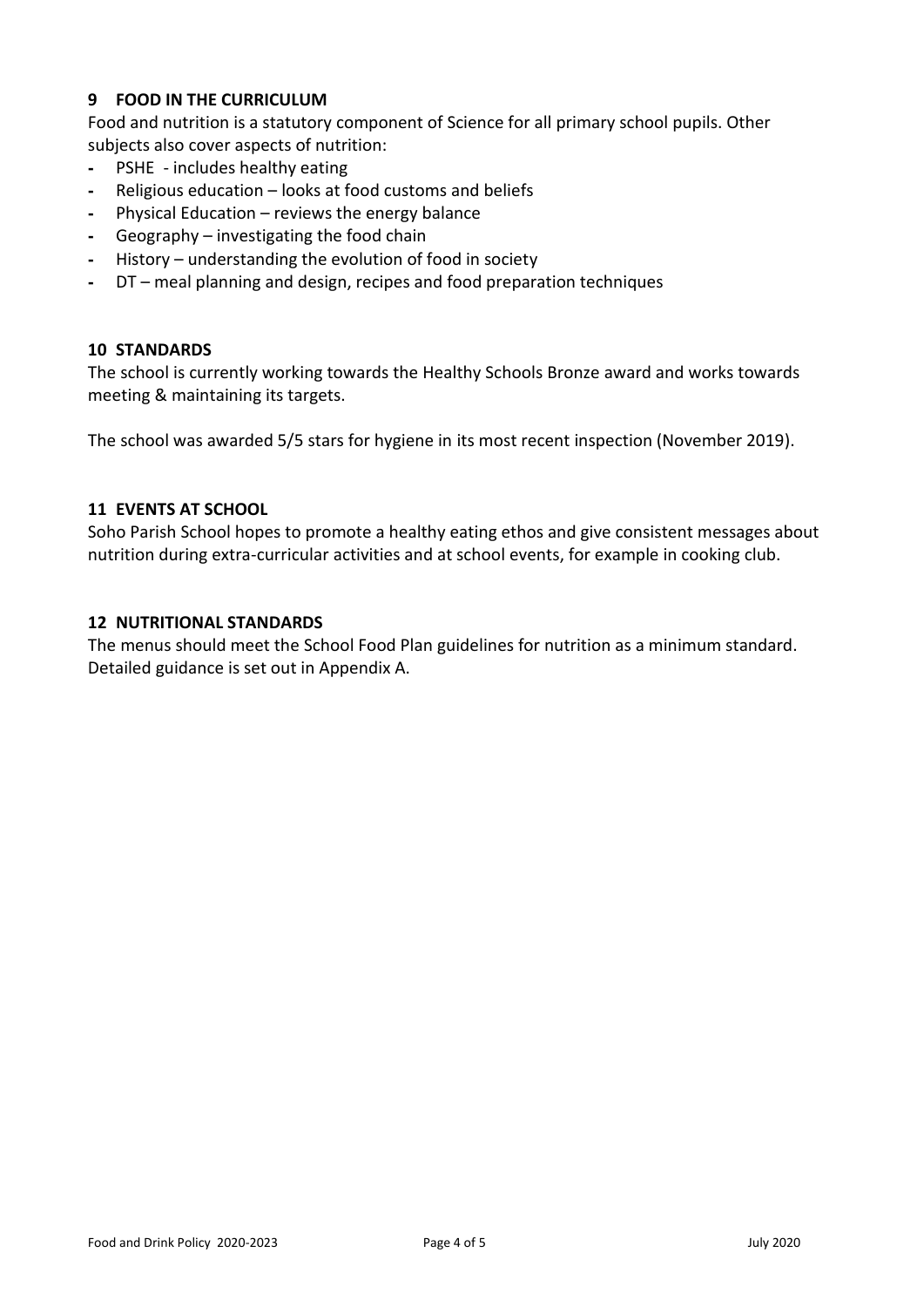## 9 FOOD IN THE CURRICULUM

Food and nutrition is a statutory component of Science for all primary school pupils. Other subjects also cover aspects of nutrition:

- PSHE - includes healthy eating
- Religious education – looks at food customs and beliefs
- Physical Education – reviews the energy balance
- Geography – investigating the food chain
- History – understanding the evolution of food in society
- DT – meal planning and design, recipes and food preparation techniques

## 10 STANDARDS

The school is currently working towards the Healthy Schools Bronze award and works towards meeting & maintaining its targets.

The school was awarded 5/5 stars for hygiene in its most recent inspection (November 2019).

## 11 EVENTS AT SCHOOL

Soho Parish School hopes to promote a healthy eating ethos and give consistent messages about nutrition during extra-curricular activities and at school events, for example in cooking club.

## 12 NUTRITIONAL STANDARDS

The menus should meet the School Food Plan guidelines for nutrition as a minimum standard. Detailed guidance is set out in Appendix A.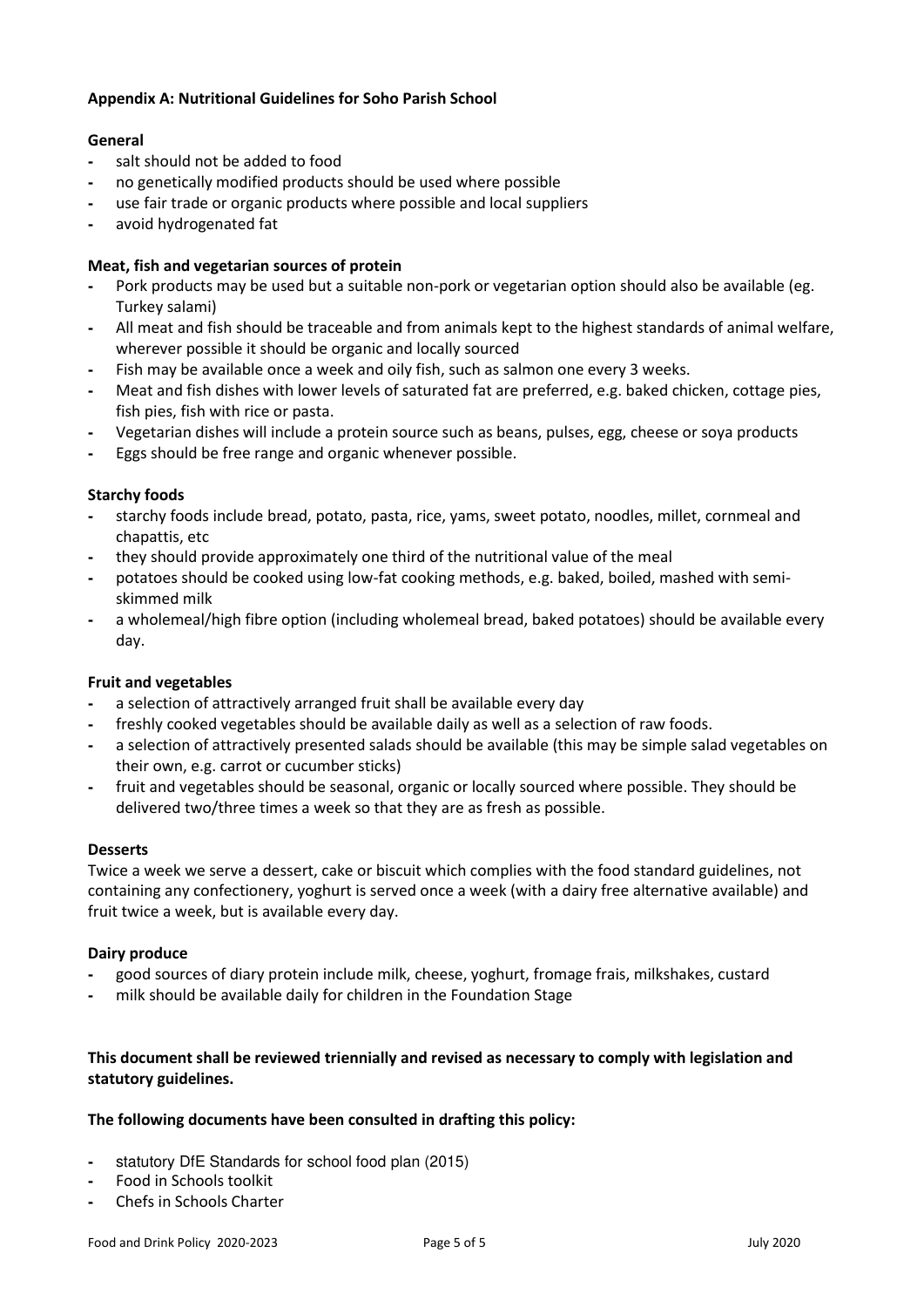**Appendix A: Nutritional Guidelines for Soho Parish School**

**General**

- salt should not be added to food
- no genetically modified products should be used where possible
- use fair trade or organic products where possible and local suppliers
- avoid hydrogenated fat

**Meat, fish and vegetarian sources of protein**

- Pork products may be used but a suitable non-pork or vegetarian option should also be available (eg. Turkey salami)
- All meat and fish should be traceable and from animals kept to the highest standards of animal welfare, wherever possible it should be organic and locally sourced
- Fish may be available once a week and oily fish, such as salmon one every 3 weeks.
- Meat and fish dishes with lower levels of saturated fat are preferred, e.g. baked chicken, cottage pies, fish pies, fish with rice or pasta.
- Vegetarian dishes will include a protein source such as beans, pulses, egg, cheese or soya products
- Eggs should be free range and organic whenever possible.

**Starchy foods**

- starchy foods include bread, potato, pasta, rice, yams, sweet potato, noodles, millet, cornmeal and chapattis, etc
- they should provide approximately one third of the nutritional value of the meal
- potatoes should be cooked using low-fat cooking methods, e.g. baked, boiled, mashed with semi-skimmed milk
- a wholemeal/high fibre option (including wholemeal bread, baked potatoes) should be available every day.

**Fruit and vegetables**

- a selection of attractively arranged fruit shall be available every day
- freshly cooked vegetables should be available daily as well as a selection of raw foods.
- a selection of attractively presented salads should be available (this may be simple salad vegetables on their own, e.g. carrot or cucumber sticks)
- fruit and vegetables should be seasonal, organic or locally sourced where possible. They should be delivered two/three times a week so that they are as fresh as possible.

**Desserts**

Twice a week we serve a dessert, cake or biscuit which complies with the food standard guidelines, not containing any confectionery, yoghurt is served once a week (with a dairy free alternative available) and fruit twice a week, but is available every day.

**Dairy produce**

- good sources of diary protein include milk, cheese, yoghurt, fromage frais, milkshakes, custard
- milk should be available daily for children in the Foundation Stage

**This document shall be reviewed triennially and revised as necessary to comply with legislation and statutory guidelines.**

**The following documents have been consulted in drafting this policy:**

- statutory DfE Standards for school food plan (2015)
- Food in Schools toolkit
- Chefs in Schools Charter